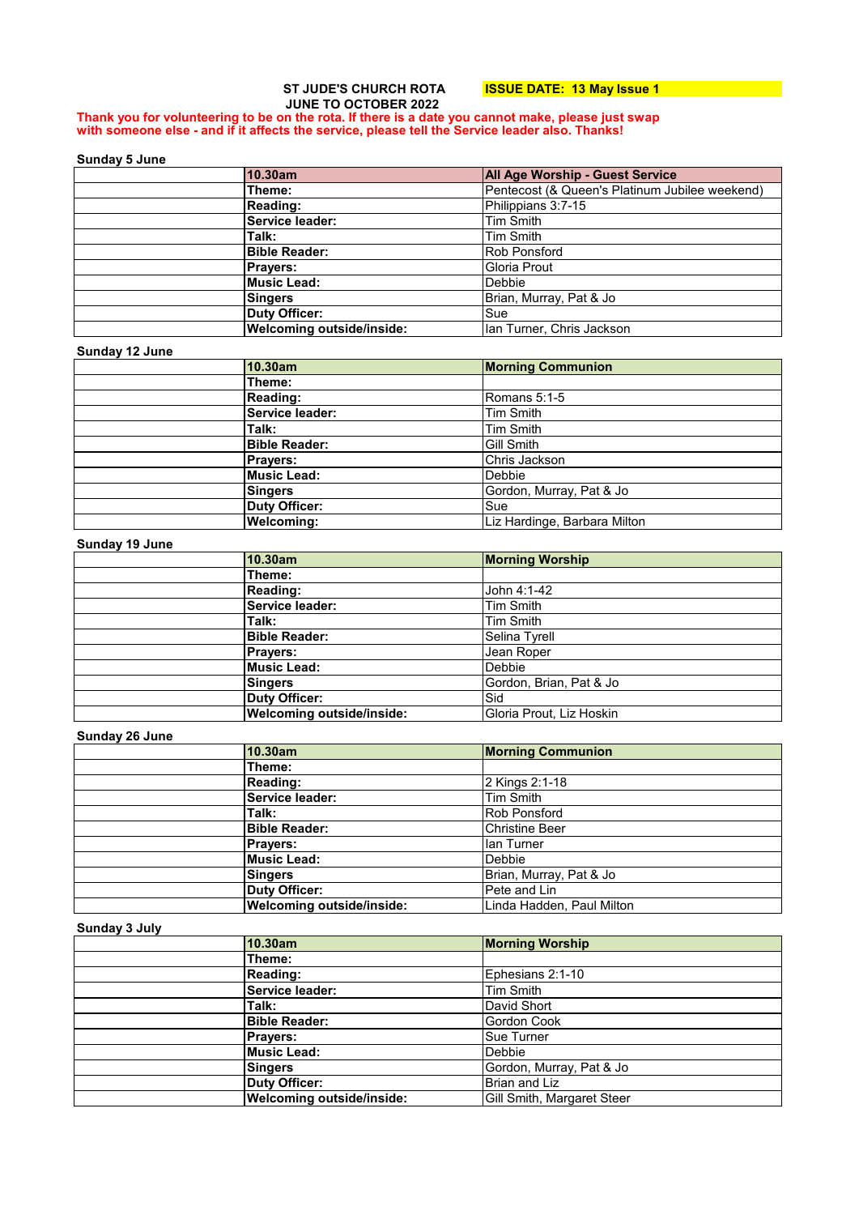**ST JUDE'S CHURCH ROTA**
**JUNE TO OCTOBER 2022**

**ISSUE DATE: 13 May Issue 1**

**Thank you for volunteering to be on the rota. If there is a date you cannot make, please just swap with someone else - and if it affects the service, please tell the Service leader also. Thanks!**

**Sunday 5 June**

| | 10.30am | All Age Worship - Guest Service |
|---|---|---|
| | Theme: | Pentecost (& Queen's Platinum Jubilee weekend) |
| | Reading: | Philippians 3:7-15 |
| | Service leader: | Tim Smith |
| | Talk: | Tim Smith |
| | Bible Reader: | Rob Ponsford |
| | Prayers: | Gloria Prout |
| | Music Lead: | Debbie |
| | Singers | Brian, Murray, Pat & Jo |
| | Duty Officer: | Sue |
| | Welcoming outside/inside: | Ian Turner, Chris Jackson |

**Sunday 12 June**

| | 10.30am | Morning Communion |
|---|---|---|
| | Theme: | |
| | Reading: | Romans 5:1-5 |
| | Service leader: | Tim Smith |
| | Talk: | Tim Smith |
| | Bible Reader: | Gill Smith |
| | Prayers: | Chris Jackson |
| | Music Lead: | Debbie |
| | Singers | Gordon, Murray, Pat & Jo |
| | Duty Officer: | Sue |
| | Welcoming: | Liz Hardinge, Barbara Milton |

**Sunday 19 June**

| | 10.30am | Morning Worship |
|---|---|---|
| | Theme: | |
| | Reading: | John 4:1-42 |
| | Service leader: | Tim Smith |
| | Talk: | Tim Smith |
| | Bible Reader: | Selina Tyrell |
| | Prayers: | Jean Roper |
| | Music Lead: | Debbie |
| | Singers | Gordon, Brian, Pat & Jo |
| | Duty Officer: | Sid |
| | Welcoming outside/inside: | Gloria Prout, Liz Hoskin |

**Sunday 26 June**

| | 10.30am | Morning Communion |
|---|---|---|
| | Theme: | |
| | Reading: | 2 Kings 2:1-18 |
| | Service leader: | Tim Smith |
| | Talk: | Rob Ponsford |
| | Bible Reader: | Christine Beer |
| | Prayers: | Ian Turner |
| | Music Lead: | Debbie |
| | Singers | Brian, Murray, Pat & Jo |
| | Duty Officer: | Pete and Lin |
| | Welcoming outside/inside: | Linda Hadden, Paul Milton |

**Sunday 3 July**

| | 10.30am | Morning Worship |
|---|---|---|
| | Theme: | |
| | Reading: | Ephesians 2:1-10 |
| | Service leader: | Tim Smith |
| | Talk: | David Short |
| | Bible Reader: | Gordon Cook |
| | Prayers: | Sue Turner |
| | Music Lead: | Debbie |
| | Singers | Gordon, Murray, Pat & Jo |
| | Duty Officer: | Brian and Liz |
| | Welcoming outside/inside: | Gill Smith, Margaret Steer |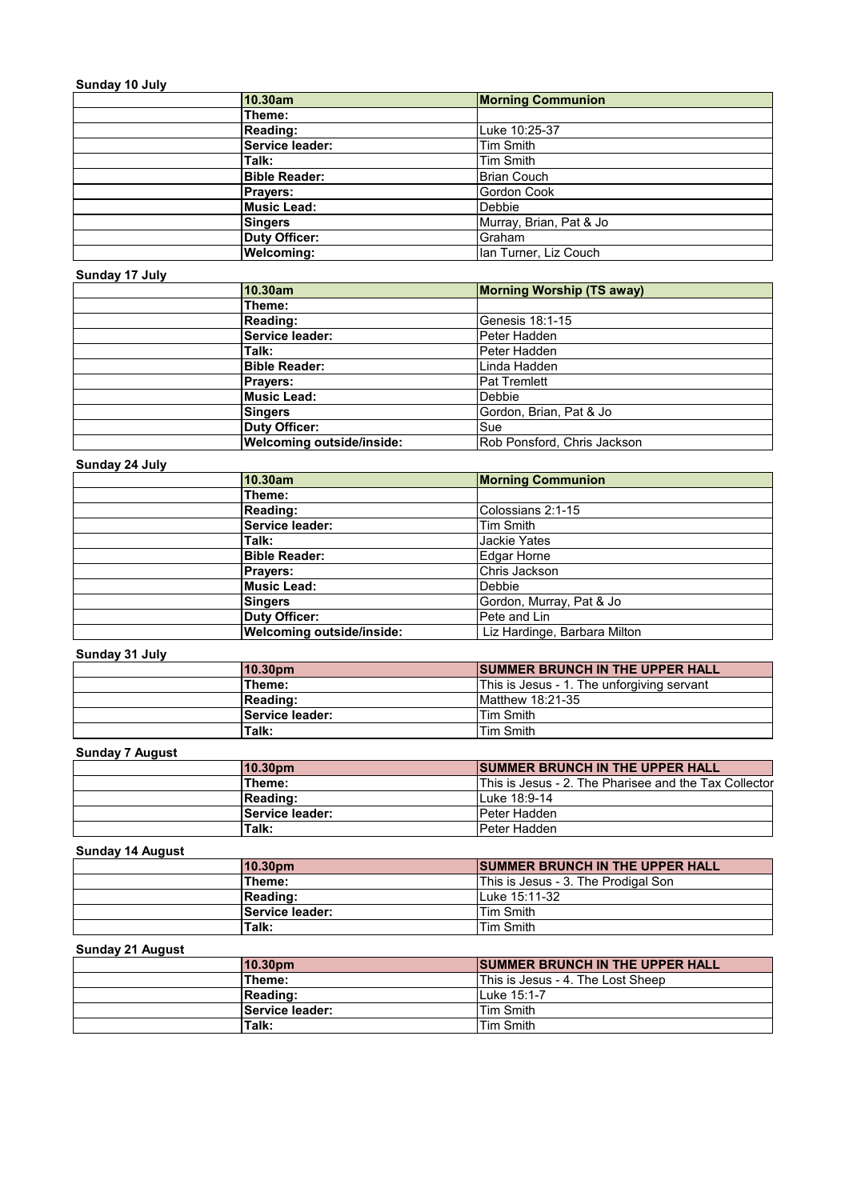**Sunday 10 July**

| | 10.30am | Morning Communion |
|---|---|---|
| | Theme: | |
| | Reading: | Luke 10:25-37 |
| | Service leader: | Tim Smith |
| | Talk: | Tim Smith |
| | Bible Reader: | Brian Couch |
| | Prayers: | Gordon Cook |
| | Music Lead: | Debbie |
| | Singers | Murray, Brian, Pat & Jo |
| | Duty Officer: | Graham |
| | Welcoming: | Ian Turner, Liz Couch |

**Sunday 17 July**

| | 10.30am | Morning Worship (TS away) |
|---|---|---|
| | Theme: | |
| | Reading: | Genesis 18:1-15 |
| | Service leader: | Peter Hadden |
| | Talk: | Peter Hadden |
| | Bible Reader: | Linda Hadden |
| | Prayers: | Pat Tremlett |
| | Music Lead: | Debbie |
| | Singers | Gordon, Brian, Pat & Jo |
| | Duty Officer: | Sue |
| | Welcoming outside/inside: | Rob Ponsford, Chris Jackson |

**Sunday 24 July**

| | 10.30am | Morning Communion |
|---|---|---|
| | Theme: | |
| | Reading: | Colossians 2:1-15 |
| | Service leader: | Tim Smith |
| | Talk: | Jackie Yates |
| | Bible Reader: | Edgar Horne |
| | Prayers: | Chris Jackson |
| | Music Lead: | Debbie |
| | Singers | Gordon, Murray, Pat & Jo |
| | Duty Officer: | Pete and Lin |
| | Welcoming outside/inside: | Liz Hardinge, Barbara Milton |

**Sunday 31 July**

| | 10.30pm | SUMMER BRUNCH IN THE UPPER HALL |
|---|---|---|
| | Theme: | This is Jesus - 1. The unforgiving servant |
| | Reading: | Matthew 18:21-35 |
| | Service leader: | Tim Smith |
| | Talk: | Tim Smith |

**Sunday 7 August**

| | 10.30pm | SUMMER BRUNCH IN THE UPPER HALL |
|---|---|---|
| | Theme: | This is Jesus - 2. The Pharisee and the Tax Collector |
| | Reading: | Luke 18:9-14 |
| | Service leader: | Peter Hadden |
| | Talk: | Peter Hadden |

**Sunday 14 August**

| | 10.30pm | SUMMER BRUNCH IN THE UPPER HALL |
|---|---|---|
| | Theme: | This is Jesus - 3. The Prodigal Son |
| | Reading: | Luke 15:11-32 |
| | Service leader: | Tim Smith |
| | Talk: | Tim Smith |

**Sunday 21 August**

| | 10.30pm | SUMMER BRUNCH IN THE UPPER HALL |
|---|---|---|
| | Theme: | This is Jesus - 4. The Lost Sheep |
| | Reading: | Luke 15:1-7 |
| | Service leader: | Tim Smith |
| | Talk: | Tim Smith |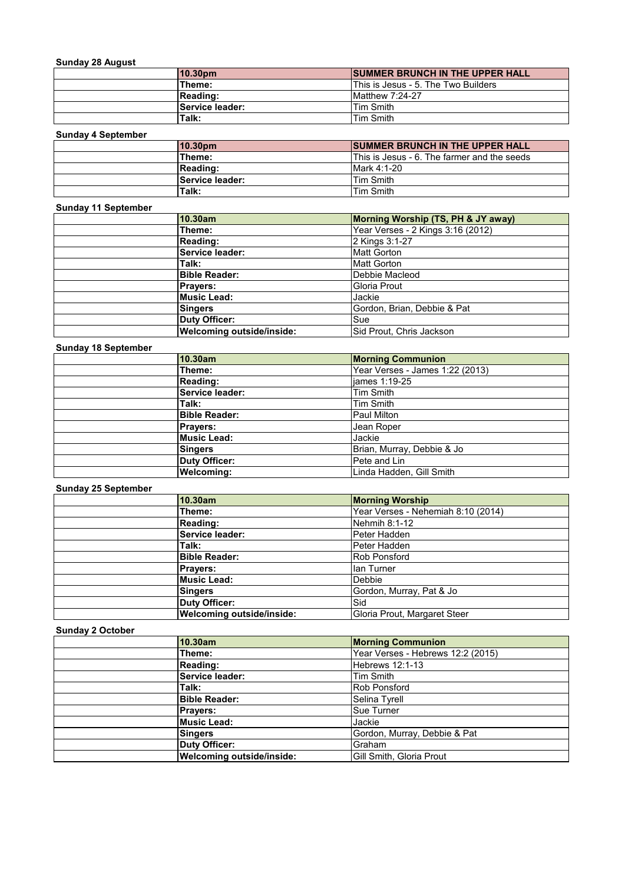**Sunday 28 August**

| 10.30pm | SUMMER BRUNCH IN THE UPPER HALL |
|---|---|
| Theme: | This is Jesus - 5. The Two Builders |
| Reading: | Matthew 7:24-27 |
| Service leader: | Tim Smith |
| Talk: | Tim Smith |

**Sunday 4 September**

| 10.30pm | SUMMER BRUNCH IN THE UPPER HALL |
|---|---|
| Theme: | This is Jesus - 6. The farmer and the seeds |
| Reading: | Mark 4:1-20 |
| Service leader: | Tim Smith |
| Talk: | Tim Smith |

**Sunday 11 September**

| 10.30am | Morning Worship (TS, PH & JY away) |
|---|---|
| Theme: | Year Verses - 2 Kings 3:16 (2012) |
| Reading: | 2 Kings 3:1-27 |
| Service leader: | Matt Gorton |
| Talk: | Matt Gorton |
| Bible Reader: | Debbie Macleod |
| Prayers: | Gloria Prout |
| Music Lead: | Jackie |
| Singers | Gordon, Brian, Debbie & Pat |
| Duty Officer: | Sue |
| Welcoming outside/inside: | Sid Prout, Chris Jackson |

**Sunday 18 September**

| 10.30am | Morning Communion |
|---|---|
| Theme: | Year Verses - James 1:22 (2013) |
| Reading: | james 1:19-25 |
| Service leader: | Tim Smith |
| Talk: | Tim Smith |
| Bible Reader: | Paul Milton |
| Prayers: | Jean Roper |
| Music Lead: | Jackie |
| Singers | Brian, Murray, Debbie & Jo |
| Duty Officer: | Pete and Lin |
| Welcoming: | Linda Hadden, Gill Smith |

**Sunday 25 September**

| 10.30am | Morning Worship |
|---|---|
| Theme: | Year Verses - Nehemiah 8:10 (2014) |
| Reading: | Nehmih 8:1-12 |
| Service leader: | Peter Hadden |
| Talk: | Peter Hadden |
| Bible Reader: | Rob Ponsford |
| Prayers: | Ian Turner |
| Music Lead: | Debbie |
| Singers | Gordon, Murray, Pat & Jo |
| Duty Officer: | Sid |
| Welcoming outside/inside: | Gloria Prout, Margaret Steer |

**Sunday 2 October**

| 10.30am | Morning Communion |
|---|---|
| Theme: | Year Verses - Hebrews 12:2 (2015) |
| Reading: | Hebrews 12:1-13 |
| Service leader: | Tim Smith |
| Talk: | Rob Ponsford |
| Bible Reader: | Selina Tyrell |
| Prayers: | Sue Turner |
| Music Lead: | Jackie |
| Singers | Gordon, Murray, Debbie & Pat |
| Duty Officer: | Graham |
| Welcoming outside/inside: | Gill Smith, Gloria Prout |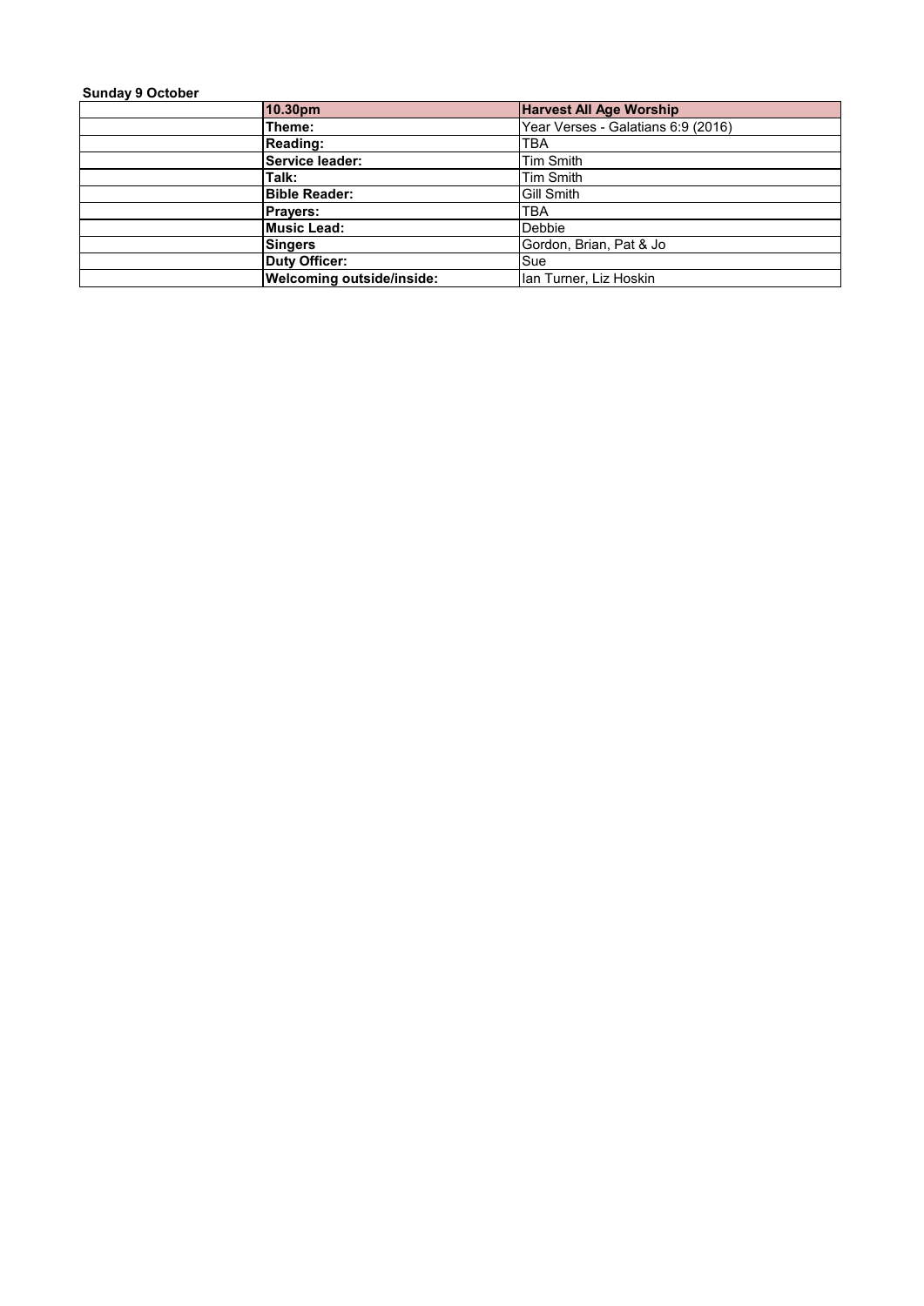**Sunday 9 October**

| | | |
|---|---|---|
| | **10.30pm** | **Harvest All Age Worship** |
| | **Theme:** | Year Verses - Galatians 6:9 (2016) |
| | **Reading:** | TBA |
| | **Service leader:** | Tim Smith |
| | **Talk:** | Tim Smith |
| | **Bible Reader:** | Gill Smith |
| | **Prayers:** | TBA |
| | **Music Lead:** | Debbie |
| | **Singers** | Gordon, Brian, Pat & Jo |
| | **Duty Officer:** | Sue |
| | **Welcoming outside/inside:** | Ian Turner, Liz Hoskin |